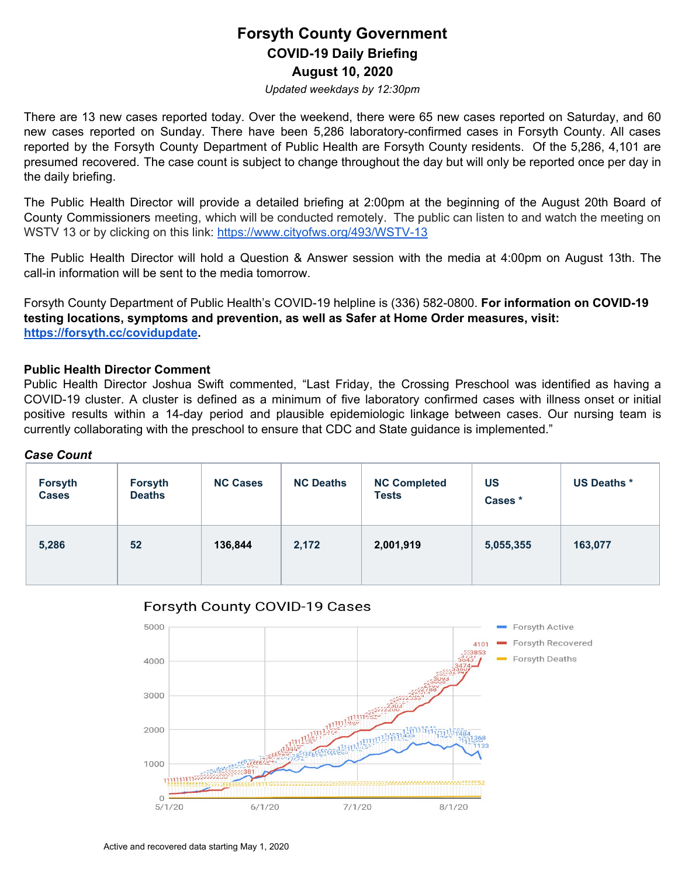# Forsyth County Government

## COVID-19 Daily Briefing

## August 10, 2020

*Updated weekdays by 12:30pm*

There are 13 new cases reported today. Over the weekend, there were 65 new cases reported on Saturday, and 60 new cases reported on Sunday. There have been 5,286 laboratory-confirmed cases in Forsyth County. All cases reported by the Forsyth County Department of Public Health are Forsyth County residents. Of the 5,286, 4,101 are presumed recovered. The case count is subject to change throughout the day but will only be reported once per day in the daily briefing.

The Public Health Director will provide a detailed briefing at 2:00pm at the beginning of the August 20th Board of County Commissioners meeting, which will be conducted remotely. The public can listen to and watch the meeting on WSTV 13 or by clicking on this link: https://www.cityofws.org/493/WSTV-13

The Public Health Director will hold a Question & Answer session with the media at 4:00pm on August 13th. The call-in information will be sent to the media tomorrow.

Forsyth County Department of Public Health's COVID-19 helpline is (336) 582-0800. **For information on COVID-19 testing locations, symptoms and prevention, as well as Safer at Home Order measures, visit: https://forsyth.cc/covidupdate.**

**Public Health Director Comment**

Public Health Director Joshua Swift commented, "Last Friday, the Crossing Preschool was identified as having a COVID-19 cluster. A cluster is defined as a minimum of five laboratory confirmed cases with illness onset or initial positive results within a 14-day period and plausible epidemiologic linkage between cases. Our nursing team is currently collaborating with the preschool to ensure that CDC and State guidance is implemented."

***Case Count***

| Forsyth Cases | Forsyth Deaths | NC Cases | NC Deaths | NC Completed Tests | US Cases * | US Deaths * |
|---|---|---|---|---|---|---|
| 5,286 | 52 | 136,844 | 2,172 | 2,001,919 | 5,055,355 | 163,077 |

Forsyth County COVID-19 Cases

Active and recovered data starting May 1, 2020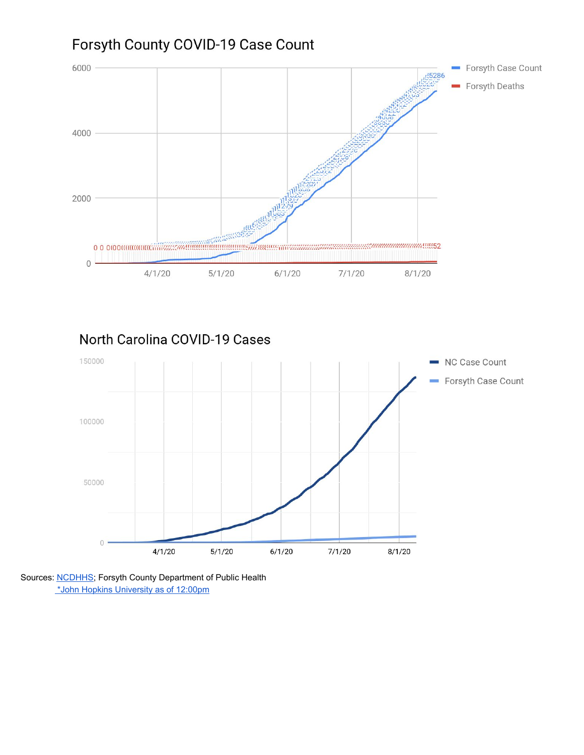## Forsyth County COVID-19 Case Count

## North Carolina COVID-19 Cases

Sources: [NCDHHS](); Forsyth County Department of Public Health
[*John Hopkins University as of 12:00pm]()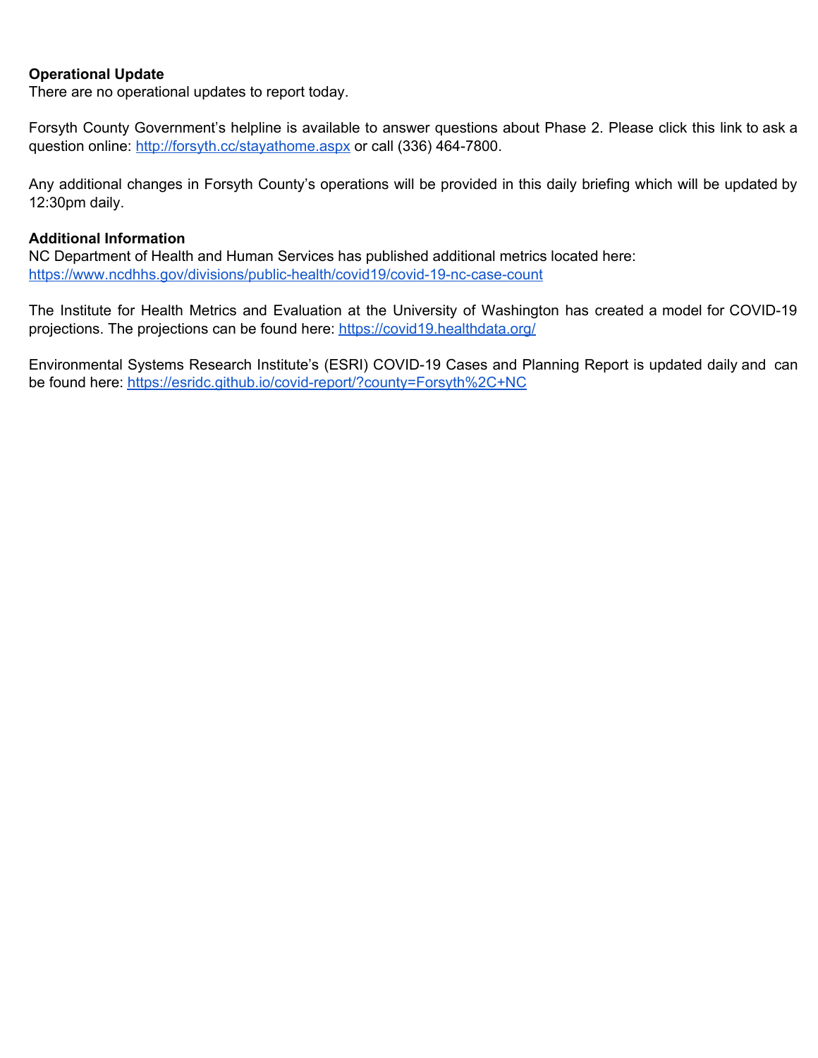**Operational Update**

There are no operational updates to report today.

Forsyth County Government's helpline is available to answer questions about Phase 2. Please click this link to ask a question online: http://forsyth.cc/stayathome.aspx or call (336) 464-7800.

Any additional changes in Forsyth County's operations will be provided in this daily briefing which will be updated by 12:30pm daily.

**Additional Information**

NC Department of Health and Human Services has published additional metrics located here: https://www.ncdhhs.gov/divisions/public-health/covid19/covid-19-nc-case-count

The Institute for Health Metrics and Evaluation at the University of Washington has created a model for COVID-19 projections. The projections can be found here: https://covid19.healthdata.org/

Environmental Systems Research Institute's (ESRI) COVID-19 Cases and Planning Report is updated daily and can be found here: https://esridc.github.io/covid-report/?county=Forsyth%2C+NC